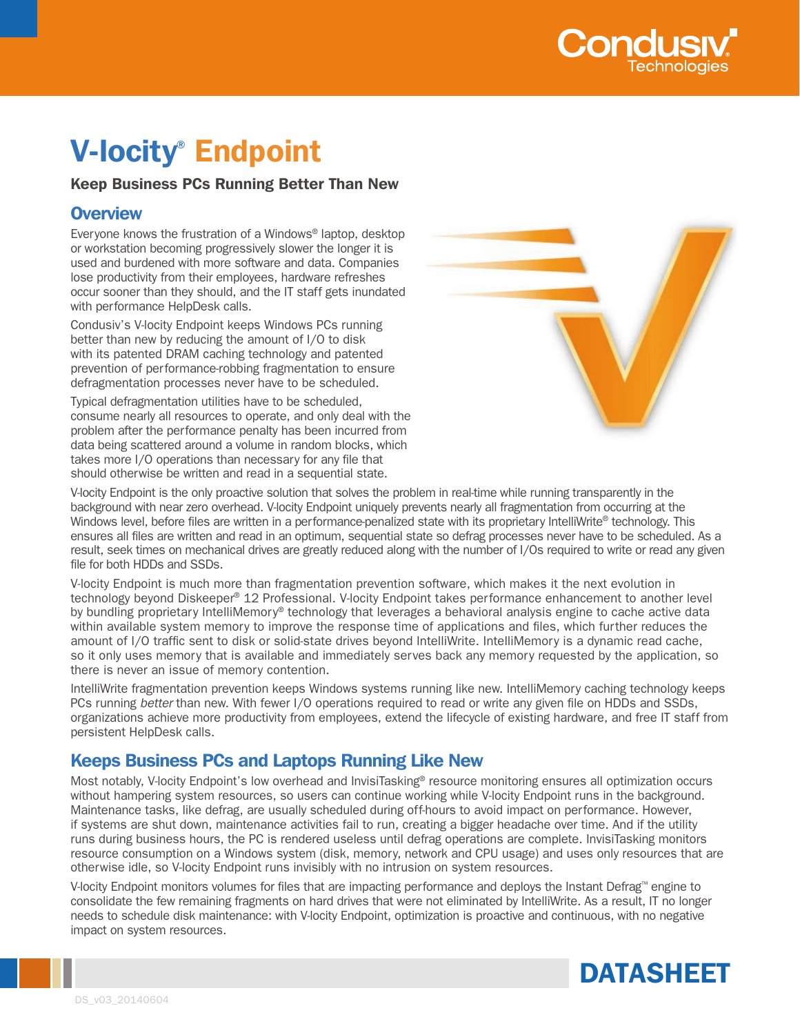# V-locity® Endpoint

**Keep Business PCs Running Better Than New**

## Overview

Everyone knows the frustration of a Windows® laptop, desktop or workstation becoming progressively slower the longer it is used and burdened with more software and data. Companies lose productivity from their employees, hardware refreshes occur sooner than they should, and the IT staff gets inundated with performance HelpDesk calls.

Condusiv's V-locity Endpoint keeps Windows PCs running better than new by reducing the amount of I/O to disk with its patented DRAM caching technology and patented prevention of performance-robbing fragmentation to ensure defragmentation processes never have to be scheduled.

Typical defragmentation utilities have to be scheduled, consume nearly all resources to operate, and only deal with the problem after the performance penalty has been incurred from data being scattered around a volume in random blocks, which takes more I/O operations than necessary for any file that should otherwise be written and read in a sequential state.

V-locity Endpoint is the only proactive solution that solves the problem in real-time while running transparently in the background with near zero overhead. V-locity Endpoint uniquely prevents nearly all fragmentation from occurring at the Windows level, before files are written in a performance-penalized state with its proprietary IntelliWrite® technology. This ensures all files are written and read in an optimum, sequential state so defrag processes never have to be scheduled. As a result, seek times on mechanical drives are greatly reduced along with the number of I/Os required to write or read any given file for both HDDs and SSDs.

V-locity Endpoint is much more than fragmentation prevention software, which makes it the next evolution in technology beyond Diskeeper® 12 Professional. V-locity Endpoint takes performance enhancement to another level by bundling proprietary IntelliMemory® technology that leverages a behavioral analysis engine to cache active data within available system memory to improve the response time of applications and files, which further reduces the amount of I/O traffic sent to disk or solid-state drives beyond IntelliWrite. IntelliMemory is a dynamic read cache, so it only uses memory that is available and immediately serves back any memory requested by the application, so there is never an issue of memory contention.

IntelliWrite fragmentation prevention keeps Windows systems running like new. IntelliMemory caching technology keeps PCs running *better* than new. With fewer I/O operations required to read or write any given file on HDDs and SSDs, organizations achieve more productivity from employees, extend the lifecycle of existing hardware, and free IT staff from persistent HelpDesk calls.

## Keeps Business PCs and Laptops Running Like New

Most notably, V-locity Endpoint's low overhead and InvisiTasking® resource monitoring ensures all optimization occurs without hampering system resources, so users can continue working while V-locity Endpoint runs in the background. Maintenance tasks, like defrag, are usually scheduled during off-hours to avoid impact on performance. However, if systems are shut down, maintenance activities fail to run, creating a bigger headache over time. And if the utility runs during business hours, the PC is rendered useless until defrag operations are complete. InvisiTasking monitors resource consumption on a Windows system (disk, memory, network and CPU usage) and uses only resources that are otherwise idle, so V-locity Endpoint runs invisibly with no intrusion on system resources.

V-locity Endpoint monitors volumes for files that are impacting performance and deploys the Instant Defrag™ engine to consolidate the few remaining fragments on hard drives that were not eliminated by IntelliWrite. As a result, IT no longer needs to schedule disk maintenance: with V-locity Endpoint, optimization is proactive and continuous, with no negative impact on system resources.

DATASHEET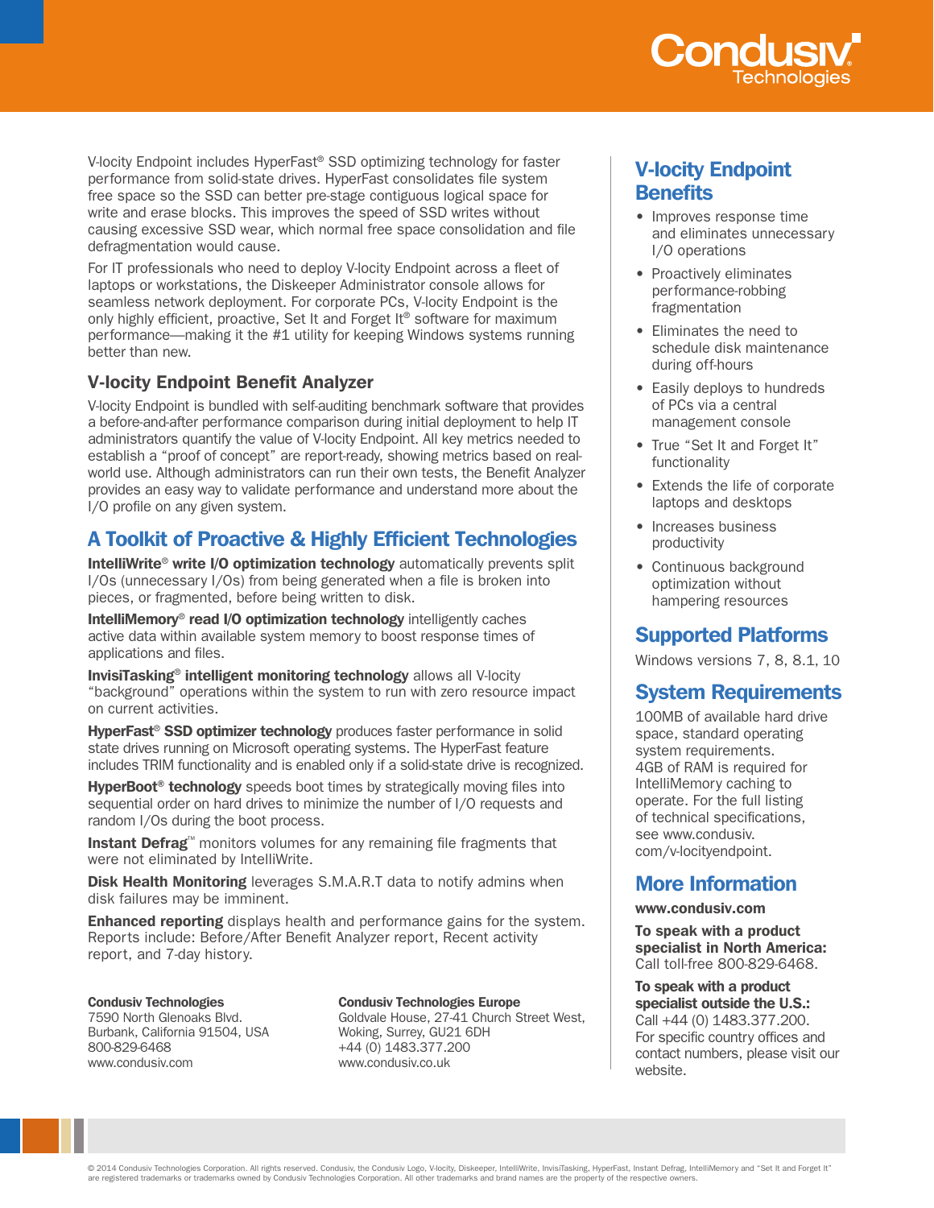V-locity Endpoint includes HyperFast® SSD optimizing technology for faster performance from solid-state drives. HyperFast consolidates file system free space so the SSD can better pre-stage contiguous logical space for write and erase blocks. This improves the speed of SSD writes without causing excessive SSD wear, which normal free space consolidation and file defragmentation would cause.

For IT professionals who need to deploy V-locity Endpoint across a fleet of laptops or workstations, the Diskeeper Administrator console allows for seamless network deployment. For corporate PCs, V-locity Endpoint is the only highly efficient, proactive, Set It and Forget It® software for maximum performance—making it the #1 utility for keeping Windows systems running better than new.

### V-locity Endpoint Benefit Analyzer

V-locity Endpoint is bundled with self-auditing benchmark software that provides a before-and-after performance comparison during initial deployment to help IT administrators quantify the value of V-locity Endpoint. All key metrics needed to establish a "proof of concept" are report-ready, showing metrics based on real-world use. Although administrators can run their own tests, the Benefit Analyzer provides an easy way to validate performance and understand more about the I/O profile on any given system.

## A Toolkit of Proactive & Highly Efficient Technologies

**IntelliWrite® write I/O optimization technology** automatically prevents split I/Os (unnecessary I/Os) from being generated when a file is broken into pieces, or fragmented, before being written to disk.

**IntelliMemory® read I/O optimization technology** intelligently caches active data within available system memory to boost response times of applications and files.

**InvisiTasking® intelligent monitoring technology** allows all V-locity "background" operations within the system to run with zero resource impact on current activities.

**HyperFast® SSD optimizer technology** produces faster performance in solid state drives running on Microsoft operating systems. The HyperFast feature includes TRIM functionality and is enabled only if a solid-state drive is recognized.

**HyperBoot® technology** speeds boot times by strategically moving files into sequential order on hard drives to minimize the number of I/O requests and random I/Os during the boot process.

**Instant Defrag™** monitors volumes for any remaining file fragments that were not eliminated by IntelliWrite.

**Disk Health Monitoring** leverages S.M.A.R.T data to notify admins when disk failures may be imminent.

**Enhanced reporting** displays health and performance gains for the system. Reports include: Before/After Benefit Analyzer report, Recent activity report, and 7-day history.

**Condusiv Technologies**
7590 North Glenoaks Blvd.
Burbank, California 91504, USA
800-829-6468
www.condusiv.com

**Condusiv Technologies Europe**
Goldvale House, 27-41 Church Street West,
Woking, Surrey, GU21 6DH
+44 (0) 1483.377.200
www.condusiv.co.uk

## V-locity Endpoint Benefits

- Improves response time and eliminates unnecessary I/O operations
- Proactively eliminates performance-robbing fragmentation
- Eliminates the need to schedule disk maintenance during off-hours
- Easily deploys to hundreds of PCs via a central management console
- True "Set It and Forget It" functionality
- Extends the life of corporate laptops and desktops
- Increases business productivity
- Continuous background optimization without hampering resources

## Supported Platforms

Windows versions 7, 8, 8.1, 10

## System Requirements

100MB of available hard drive space, standard operating system requirements. 4GB of RAM is required for IntelliMemory caching to operate. For the full listing of technical specifications, see www.condusiv.com/v-locityendpoint.

## More Information

**www.condusiv.com**

**To speak with a product specialist in North America:**
Call toll-free 800-829-6468.

**To speak with a product specialist outside the U.S.:**
Call +44 (0) 1483.377.200.
For specific country offices and contact numbers, please visit our website.

© 2014 Condusiv Technologies Corporation. All rights reserved. Condusiv, the Condusiv Logo, V-locity, Diskeeper, IntelliWrite, InvisiTasking, HyperFast, Instant Defrag, IntelliMemory and "Set It and Forget It" are registered trademarks or trademarks owned by Condusiv Technologies Corporation. All other trademarks and brand names are the property of the respective owners.